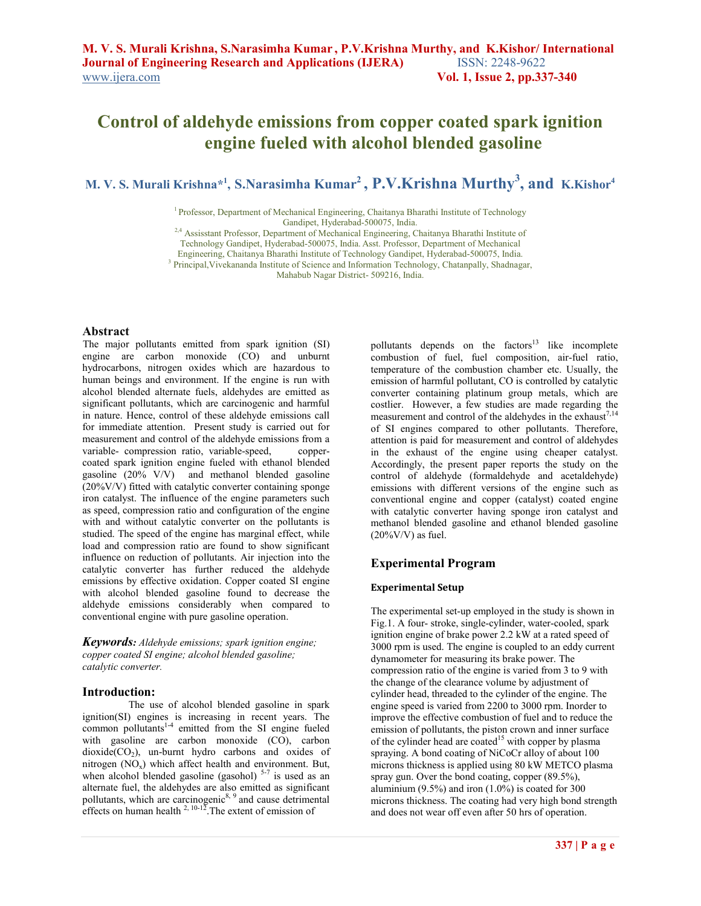# Control of aldehyde emissions from copper coated spark ignition engine fueled with alcohol blended gasoline

**M. V. S. Murali Krishna*[1], S.Narasimha Kumar[2], P.V.Krishna Murthy[3], and K.Kishor[4]**

[1] Professor, Department of Mechanical Engineering, Chaitanya Bharathi Institute of Technology Gandipet, Hyderabad-500075, India.
[2,4] Assisstant Professor, Department of Mechanical Engineering, Chaitanya Bharathi Institute of Technology Gandipet, Hyderabad-500075, India. Asst. Professor, Department of Mechanical Engineering, Chaitanya Bharathi Institute of Technology Gandipet, Hyderabad-500075, India.
[3] Principal,Vivekananda Institute of Science and Information Technology, Chatanpally, Shadnagar, Mahabub Nagar District- 509216, India.

## Abstract

The major pollutants emitted from spark ignition (SI) engine are carbon monoxide (CO) and unburnt hydrocarbons, nitrogen oxides which are hazardous to human beings and environment. If the engine is run with alcohol blended alternate fuels, aldehydes are emitted as significant pollutants, which are carcinogenic and harmful in nature. Hence, control of these aldehyde emissions call for immediate attention. Present study is carried out for measurement and control of the aldehyde emissions from a variable- compression ratio, variable-speed, copper-coated spark ignition engine fueled with ethanol blended gasoline (20% V/V) and methanol blended gasoline (20%V/V) fitted with catalytic converter containing sponge iron catalyst. The influence of the engine parameters such as speed, compression ratio and configuration of the engine with and without catalytic converter on the pollutants is studied. The speed of the engine has marginal effect, while load and compression ratio are found to show significant influence on reduction of pollutants. Air injection into the catalytic converter has further reduced the aldehyde emissions by effective oxidation. Copper coated SI engine with alcohol blended gasoline found to decrease the aldehyde emissions considerably when compared to conventional engine with pure gasoline operation.

***Keywords:*** *Aldehyde emissions; spark ignition engine; copper coated SI engine; alcohol blended gasoline; catalytic converter.*

## Introduction:

The use of alcohol blended gasoline in spark ignition(SI) engines is increasing in recent years. The common pollutants[1-4] emitted from the SI engine fueled with gasoline are carbon monoxide (CO), carbon dioxide($CO_2$), un-burnt hydro carbons and oxides of nitrogen ($NO_x$) which affect health and environment. But, when alcohol blended gasoline (gasohol) [5-7] is used as an alternate fuel, the aldehydes are also emitted as significant pollutants, which are carcinogenic[8, 9] and cause detrimental effects on human health [2, 10-12].The extent of emission of pollutants depends on the factors[13] like incomplete combustion of fuel, fuel composition, air-fuel ratio, temperature of the combustion chamber etc. Usually, the emission of harmful pollutant, CO is controlled by catalytic converter containing platinum group metals, which are costlier. However, a few studies are made regarding the measurement and control of the aldehydes in the exhaust[7,14] of SI engines compared to other pollutants. Therefore, attention is paid for measurement and control of aldehydes in the exhaust of the engine using cheaper catalyst. Accordingly, the present paper reports the study on the control of aldehyde (formaldehyde and acetaldehyde) emissions with different versions of the engine such as conventional engine and copper (catalyst) coated engine with catalytic converter having sponge iron catalyst and methanol blended gasoline and ethanol blended gasoline (20%V/V) as fuel.

## Experimental Program

### Experimental Setup

The experimental set-up employed in the study is shown in Fig.1. A four- stroke, single-cylinder, water-cooled, spark ignition engine of brake power 2.2 kW at a rated speed of 3000 rpm is used. The engine is coupled to an eddy current dynamometer for measuring its brake power. The compression ratio of the engine is varied from 3 to 9 with the change of the clearance volume by adjustment of cylinder head, threaded to the cylinder of the engine. The engine speed is varied from 2200 to 3000 rpm. Inorder to improve the effective combustion of fuel and to reduce the emission of pollutants, the piston crown and inner surface of the cylinder head are coated[15] with copper by plasma spraying. A bond coating of NiCoCr alloy of about 100 microns thickness is applied using 80 kW METCO plasma spray gun. Over the bond coating, copper (89.5%), aluminium (9.5%) and iron (1.0%) is coated for 300 microns thickness. The coating had very high bond strength and does not wear off even after 50 hrs of operation.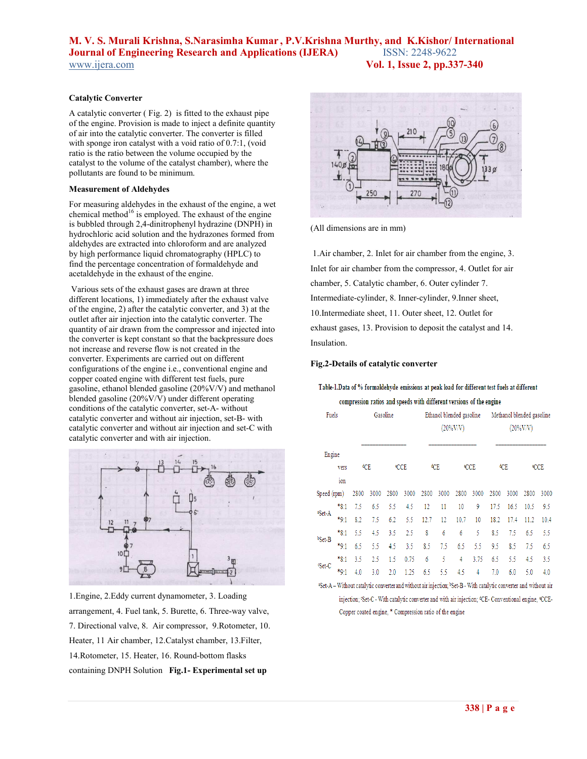### Catalytic Converter

A catalytic converter ( Fig. 2) is fitted to the exhaust pipe of the engine. Provision is made to inject a definite quantity of air into the catalytic converter. The converter is filled with sponge iron catalyst with a void ratio of 0.7:1, (void ratio is the ratio between the volume occupied by the catalyst to the volume of the catalyst chamber), where the pollutants are found to be minimum.

### Measurement of Aldehydes

For measuring aldehydes in the exhaust of the engine, a wet chemical method[16] is employed. The exhaust of the engine is bubbled through 2,4-dinitrophenyl hydrazine (DNPH) in hydrochloric acid solution and the hydrazones formed from aldehydes are extracted into chloroform and are analyzed by high performance liquid chromatography (HPLC) to find the percentage concentration of formaldehyde and acetaldehyde in the exhaust of the engine.

Various sets of the exhaust gases are drawn at three different locations, 1) immediately after the exhaust valve of the engine, 2) after the catalytic converter, and 3) at the outlet after air injection into the catalytic converter. The quantity of air drawn from the compressor and injected into the converter is kept constant so that the backpressure does not increase and reverse flow is not created in the converter. Experiments are carried out on different configurations of the engine i.e., conventional engine and copper coated engine with different test fuels, pure gasoline, ethanol blended gasoline (20%V/V) and methanol blended gasoline (20%V/V) under different operating conditions of the catalytic converter, set-A- without catalytic converter and without air injection, set-B- with catalytic converter and without air injection and set-C with catalytic converter and with air injection.

1.Engine, 2.Eddy current dynamometer, 3. Loading arrangement, 4. Fuel tank, 5. Burette, 6. Three-way valve, 7. Directional valve, 8. Air compressor, 9.Rotometer, 10. Heater, 11 Air chamber, 12.Catalyst chamber, 13.Filter, 14.Rotometer, 15. Heater, 16. Round-bottom flasks containing DNPH Solution **Fig.1- Experimental set up**

(All dimensions are in mm)

1.Air chamber, 2. Inlet for air chamber from the engine, 3. Inlet for air chamber from the compressor, 4. Outlet for air chamber, 5. Catalytic chamber, 6. Outer cylinder 7. Intermediate-cylinder, 8. Inner-cylinder, 9.Inner sheet, 10.Intermediate sheet, 11. Outer sheet, 12. Outlet for exhaust gases, 13. Provision to deposit the catalyst and 14. Insulation.

**Fig.2-Details of catalytic converter**

**Table-1.Data of % formaldehyde emissions at peak load for different test fuels at different compression ratios and speeds with different versions of the engine**

| Fuels | | Gasoline | | | | Ethanol blended gasoline (20%V/V) | | | | Methanol blended gasoline (20%V/V) | | | |
|---|---|---|---|---|---|---|---|---|---|---|---|---|---|
| Engine version | | [d]CE | | [e]CCE | | [d]CE | | [e]CCE | | [d]CE | | [e]CCE | |
| Speed (rpm) | | 2800 | 3000 | 2800 | 3000 | 2800 | 3000 | 2800 | 3000 | 2800 | 3000 | 2800 | 3000 |
| [a]Set-A | *8:1 | 7.5 | 6.5 | 5.5 | 4.5 | 12 | 11 | 10 | 9 | 17.5 | 16.5 | 10.5 | 9.5 |
| | *9:1 | 8.2 | 7.5 | 6.2 | 5.5 | 12.7 | 12 | 10.7 | 10 | 18.2 | 17.4 | 11.2 | 10.4 |
| [b]Set-B | *8:1 | 5.5 | 4.5 | 3.5 | 2.5 | 8 | 6 | 6 | 5 | 8.5 | 7.5 | 6.5 | 5.5 |
| | *9:1 | 6.5 | 5.5 | 4.5 | 3.5 | 8.5 | 7.5 | 6.5 | 5.5 | 9.5 | 8.5 | 7.5 | 6.5 |
| [c]Set-C | *8:1 | 3.5 | 2.5 | 1.5 | 0.75 | 6 | 5 | 4 | 3.75 | 6.5 | 5.5 | 4.5 | 3.5 |
| | *9:1 | 4.0 | 3.0 | 2.0 | 1.25 | 6.5 | 5.5 | 4.5 | 4 | 7.0 | 6.0 | 5.0 | 4.0 |

[a]Set-A – Without catalytic converter and without air injection; [b]Set-B - With catalytic converter and without air injection; [c]Set-C - With catalytic converter and with air injection; [d]CE- Conventional engine, [e]CCE- Copper coated engine, * Compression ratio of the engine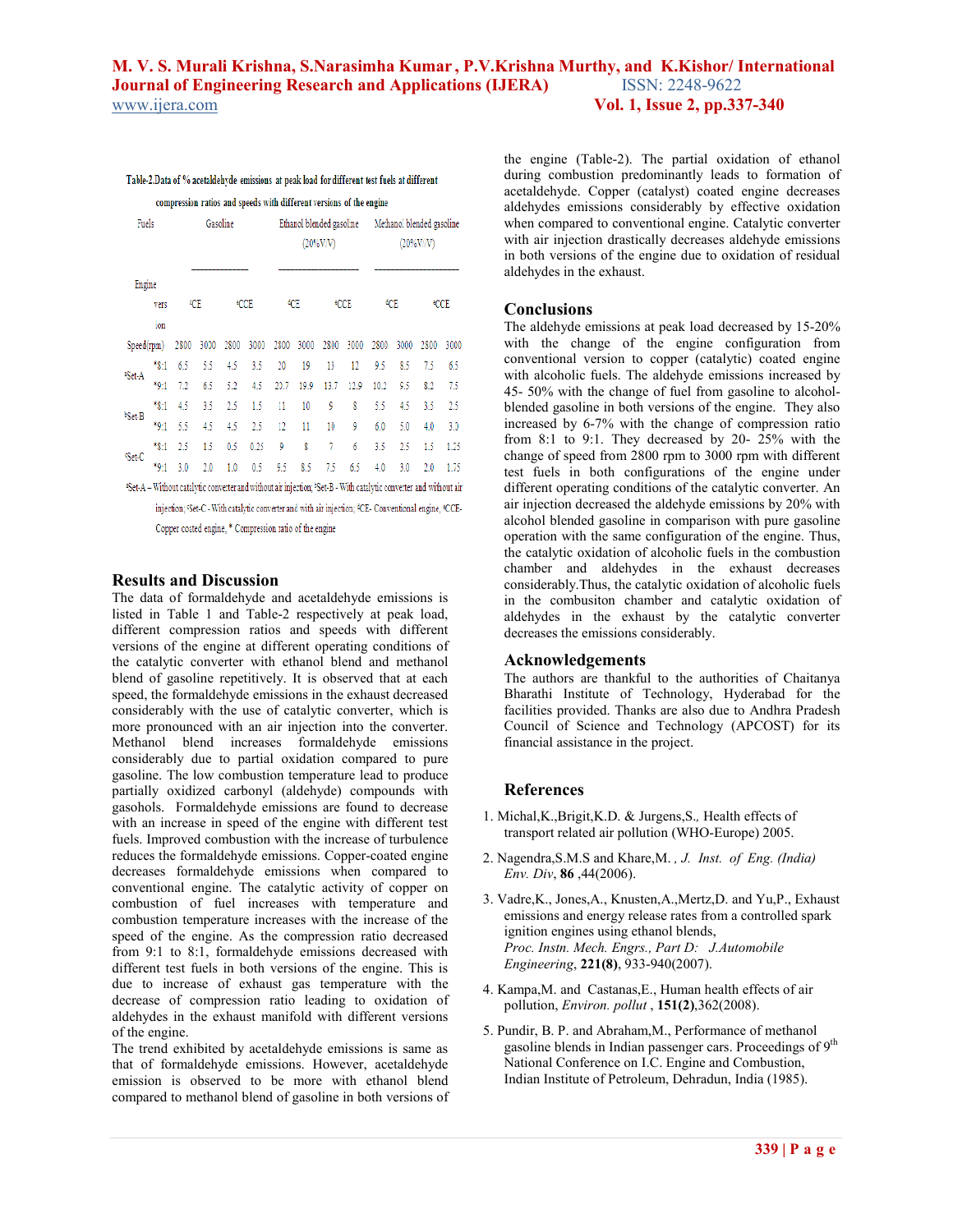Table-2.Data of % acetaldehyde emissions at peak load for different test fuels at different compression ratios and speeds with different versions of the engine

| Fuels | | Gasoline | | | | Ethanol blended gasoline (20%V/V) | | | | Methanol blended gasoline (20%V/V) | | | |
|---|---|---|---|---|---|---|---|---|---|---|---|---|---|
| Engine version | | [a]CE | | [b]CCE | | [a]CE | | [b]CCE | | [a]CE | | [b]CCE | |
| Speed(rpm) | | 2800 | 3000 | 2800 | 3000 | 2800 | 3000 | 2800 | 3000 | 2800 | 3000 | 2800 | 3000 |
| [a]Set-A | *8:1 | 6.5 | 5.5 | 4.5 | 3.5 | 20 | 19 | 13 | 12 | 9.5 | 8.5 | 7.5 | 6.5 |
| | *9:1 | 7.2 | 6.5 | 5.2 | 4.5 | 20.7 | 19.9 | 13.7 | 12.9 | 10.2 | 9.5 | 8.2 | 7.5 |
| [b]Set B | *8:1 | 4.5 | 3.5 | 2.5 | 1.5 | 11 | 10 | 9 | 8 | 5.5 | 4.5 | 3.5 | 2.5 |
| | *9:1 | 5.5 | 4.5 | 4.5 | 2.5 | 12 | 11 | 10 | 9 | 6.0 | 5.0 | 4.0 | 3.0 |
| [c]Set-C | *8:1 | 2.5 | 1.5 | 0.5 | 0.25 | 9 | 8 | 7 | 6 | 3.5 | 2.5 | 1.5 | 1.25 |
| | *9:1 | 3.0 | 2.0 | 1.0 | 0.5 | 9.5 | 8.5 | 7.5 | 6.5 | 4.0 | 3.0 | 2.0 | 1.75 |

[a]Set-A – Without catalytic converter and without air injection; [b]Set-B - With catalytic converter and without air injection; [c]Set-C - With catalytic converter and with air injection; [d]CE- Conventional engine, [e]CCE- Copper coated engine, * Compression ratio of the engine

## Results and Discussion

The data of formaldehyde and acetaldehyde emissions is listed in Table 1 and Table-2 respectively at peak load, different compression ratios and speeds with different versions of the engine at different operating conditions of the catalytic converter with ethanol blend and methanol blend of gasoline repetitively. It is observed that at each speed, the formaldehyde emissions in the exhaust decreased considerably with the use of catalytic converter, which is more pronounced with an air injection into the converter. Methanol blend increases formaldehyde emissions considerably due to partial oxidation compared to pure gasoline. The low combustion temperature lead to produce partially oxidized carbonyl (aldehyde) compounds with gasohols. Formaldehyde emissions are found to decrease with an increase in speed of the engine with different test fuels. Improved combustion with the increase of turbulence reduces the formaldehyde emissions. Copper-coated engine decreases formaldehyde emissions when compared to conventional engine. The catalytic activity of copper on combustion of fuel increases with temperature and combustion temperature increases with the increase of the speed of the engine. As the compression ratio decreased from 9:1 to 8:1, formaldehyde emissions decreased with different test fuels in both versions of the engine. This is due to increase of exhaust gas temperature with the decrease of compression ratio leading to oxidation of aldehydes in the exhaust manifold with different versions of the engine.

The trend exhibited by acetaldehyde emissions is same as that of formaldehyde emissions. However, acetaldehyde emission is observed to be more with ethanol blend compared to methanol blend of gasoline in both versions of the engine (Table-2). The partial oxidation of ethanol during combustion predominantly leads to formation of acetaldehyde. Copper (catalyst) coated engine decreases aldehydes emissions considerably by effective oxidation when compared to conventional engine. Catalytic converter with air injection drastically decreases aldehyde emissions in both versions of the engine due to oxidation of residual aldehydes in the exhaust.

## Conclusions

The aldehyde emissions at peak load decreased by 15-20% with the change of the engine configuration from conventional version to copper (catalytic) coated engine with alcoholic fuels. The aldehyde emissions increased by 45- 50% with the change of fuel from gasoline to alcohol-blended gasoline in both versions of the engine. They also increased by 6-7% with the change of compression ratio from 8:1 to 9:1. They decreased by 20- 25% with the change of speed from 2800 rpm to 3000 rpm with different test fuels in both configurations of the engine under different operating conditions of the catalytic converter. An air injection decreased the aldehyde emissions by 20% with alcohol blended gasoline in comparison with pure gasoline operation with the same configuration of the engine. Thus, the catalytic oxidation of alcoholic fuels in the combustion chamber and aldehydes in the exhaust decreases considerably.Thus, the catalytic oxidation of alcoholic fuels in the combusiton chamber and catalytic oxidation of aldehydes in the exhaust by the catalytic converter decreases the emissions considerably.

## Acknowledgements

The authors are thankful to the authorities of Chaitanya Bharathi Institute of Technology, Hyderabad for the facilities provided. Thanks are also due to Andhra Pradesh Council of Science and Technology (APCOST) for its financial assistance in the project.

## References

1. Michal,K.,Brigit,K.D. & Jurgens,S., Health effects of transport related air pollution (WHO-Europe) 2005.
2. Nagendra,S.M.S and Khare,M. , *J. Inst. of Eng. (India) Env. Div*, **86** ,44(2006).
3. Vadre,K., Jones,A., Knusten,A.,Mertz,D. and Yu,P., Exhaust emissions and energy release rates from a controlled spark ignition engines using ethanol blends, *Proc. Instn. Mech. Engrs., Part D: J.Automobile Engineering*, **221(8)**, 933-940(2007).
4. Kampa,M. and Castanas,E., Human health effects of air pollution, *Environ. pollut* , **151(2)**,362(2008).
5. Pundir, B. P. and Abraham,M., Performance of methanol gasoline blends in Indian passenger cars. Proceedings of 9th National Conference on I.C. Engine and Combustion, Indian Institute of Petroleum, Dehradun, India (1985).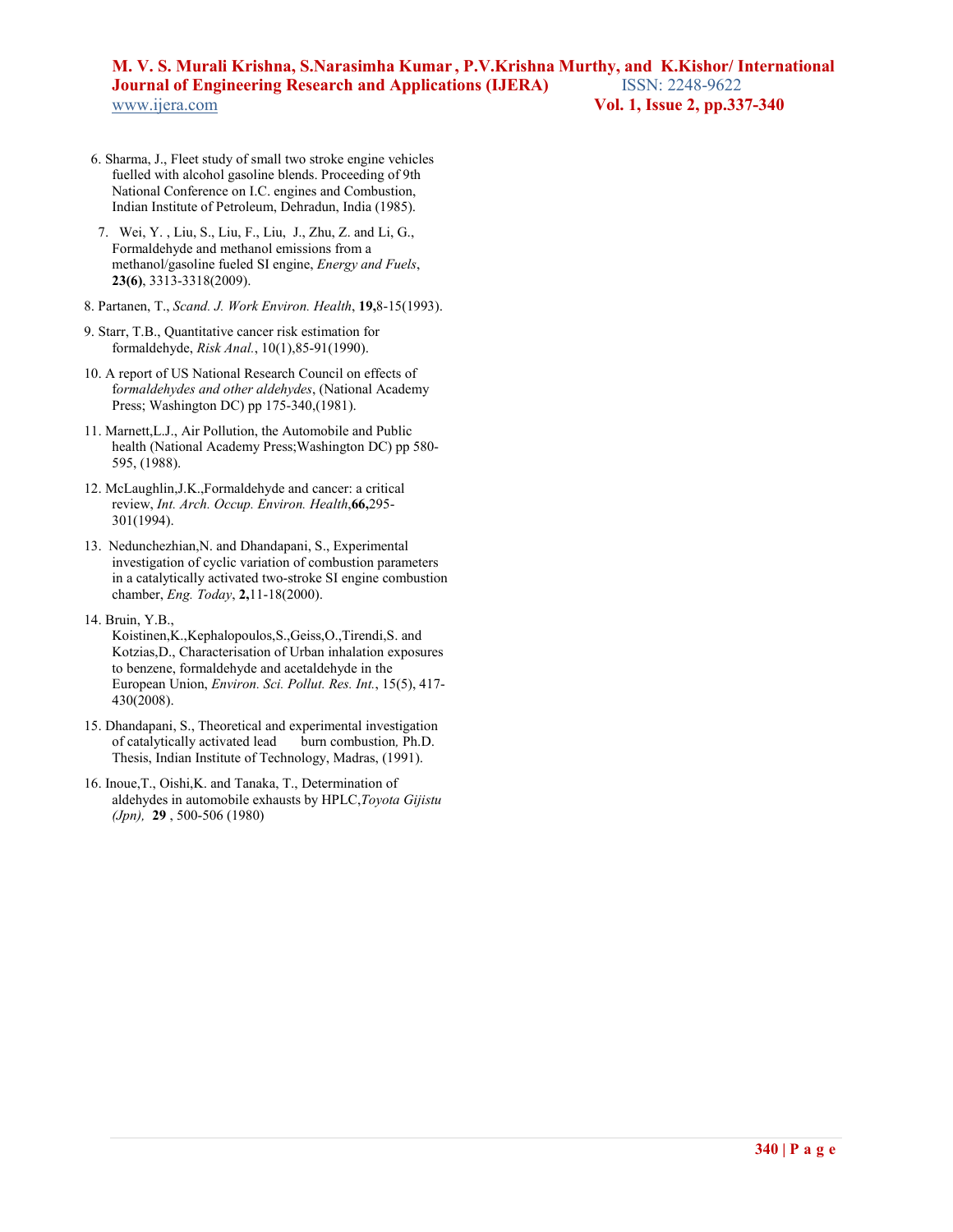6. Sharma, J., Fleet study of small two stroke engine vehicles fuelled with alcohol gasoline blends. Proceeding of 9th National Conference on I.C. engines and Combustion, Indian Institute of Petroleum, Dehradun, India (1985).

7. Wei, Y. , Liu, S., Liu, F., Liu, J., Zhu, Z. and Li, G., Formaldehyde and methanol emissions from a methanol/gasoline fueled SI engine, *Energy and Fuels*, **23(6)**, 3313-3318(2009).

8. Partanen, T., *Scand. J. Work Environ. Health*, **19,**8-15(1993).

9. Starr, T.B., Quantitative cancer risk estimation for formaldehyde, *Risk Anal.*, 10(1),85-91(1990).

10. A report of US National Research Council on effects of f*ormaldehydes and other aldehydes*, (National Academy Press; Washington DC) pp 175-340,(1981).

11. Marnett,L.J., Air Pollution, the Automobile and Public health (National Academy Press;Washington DC) pp 580-595, (1988).

12. McLaughlin,J.K.,Formaldehyde and cancer: a critical review, *Int. Arch. Occup. Environ. Health*,**66,**295-301(1994).

13. Nedunchezhian,N. and Dhandapani, S., Experimental investigation of cyclic variation of combustion parameters in a catalytically activated two-stroke SI engine combustion chamber, *Eng. Today*, **2,**11-18(2000).

14. Bruin, Y.B., Koistinen,K.,Kephalopoulos,S.,Geiss,O.,Tirendi,S. and Kotzias,D., Characterisation of Urban inhalation exposures to benzene, formaldehyde and acetaldehyde in the European Union, *Environ. Sci. Pollut. Res. Int.*, 15(5), 417-430(2008).

15. Dhandapani, S., Theoretical and experimental investigation of catalytically activated lead burn combustion*,* Ph.D. Thesis, Indian Institute of Technology, Madras, (1991).

16. Inoue,T., Oishi,K. and Tanaka, T., Determination of aldehydes in automobile exhausts by HPLC,*Toyota Gijistu (Jpn),* **29** , 500-506 (1980)